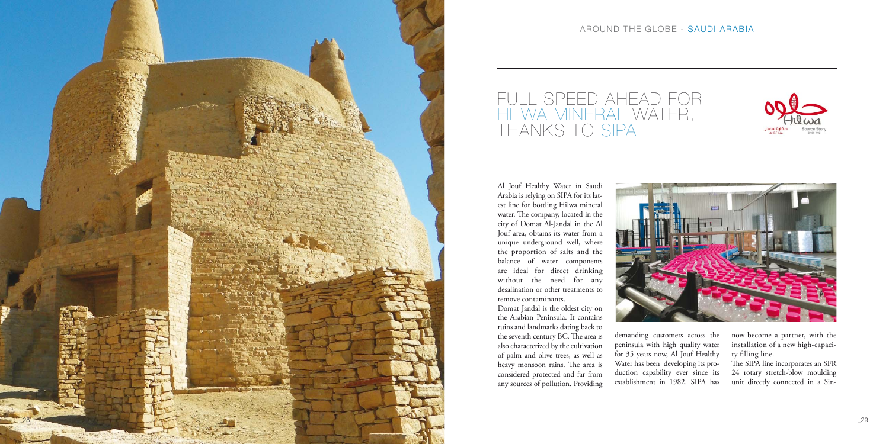AROUND THE GLOBE - SAUDI ARABIA

# FULL SPEED AHEAD FOR HILWA MINERAL WATER, THANKS TO SIPA

Al Jouf Healthy Water in Saudi Arabia is relying on SIPA for its latest line for bottling Hilwa mineral water. The company, located in the city of Domat Al-Jandal in the Al Jouf area, obtains its water from a unique underground well, where the proportion of salts and the balance of water components are ideal for direct drinking without the need for any desalination or other treatments to remove contaminants.

Domat Jandal is the oldest city on the Arabian Peninsula. It contains ruins and landmarks dating back to the seventh century BC. The area is also characterized by the cultivation of palm and olive trees, as well as heavy monsoon rains. The area is considered protected and far from any sources of pollution. Providing demanding customers across the peninsula with high quality water for 35 years now, Al Jouf Healthy Water has been developing its production capability ever since its establishment in 1982. SIPA has now become a partner, with the installation of a new high-capacity filling line.

The SIPA line incorporates an SFR 24 rotary stretch-blow moulding unit directly connected in a Sin-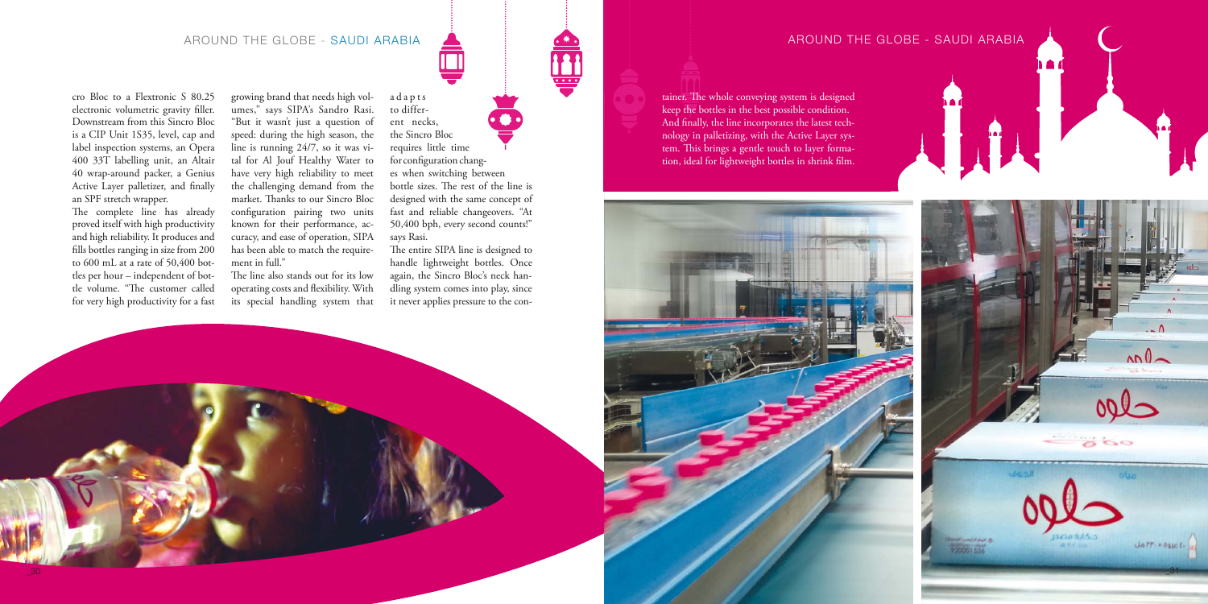cro Bloc to a Flextronic S 80.25 electronic volumetric gravity filler. Downstream from this Sincro Bloc is a CIP Unit 1S35, level, cap and label inspection systems, an Opera 400 33T labelling unit, an Altair 40 wrap-around packer, a Genius Active Layer palletizer, and finally an SPF stretch wrapper.

The complete line has already proved itself with high productivity and high reliability. It produces and fills bottles ranging in size from 200 to 600 mL at a rate of 50,400 bottles per hour – independent of bottle volume. "The customer called for very high productivity for a fast growing brand that needs high volumes," says SIPA's Sandro Rasi. "But it wasn't just a question of speed: during the high season, the line is running 24/7, so it was vital for Al Jouf Healthy Water to have very high reliability to meet the challenging demand from the market. Thanks to our Sincro Bloc configuration pairing two units known for their performance, accuracy, and ease of operation, SIPA has been able to match the requirement in full."

The line also stands out for its low operating costs and flexibility. With its special handling system that adapts to different necks, the Sincro Bloc requires little time for configuration changes when switching between bottle sizes. The rest of the line is designed with the same concept of fast and reliable changeovers. "At 50,400 bph, every second counts!" says Rasi.

The entire SIPA line is designed to handle lightweight bottles. Once again, the Sincro Bloc's neck handling system comes into play, since it never applies pressure to the container. The whole conveying system is designed keep the bottles in the best possible condition. And finally, the line incorporates the latest technology in palletizing, with the Active Layer system. This brings a gentle touch to layer formation, ideal for lightweight bottles in shrink film.